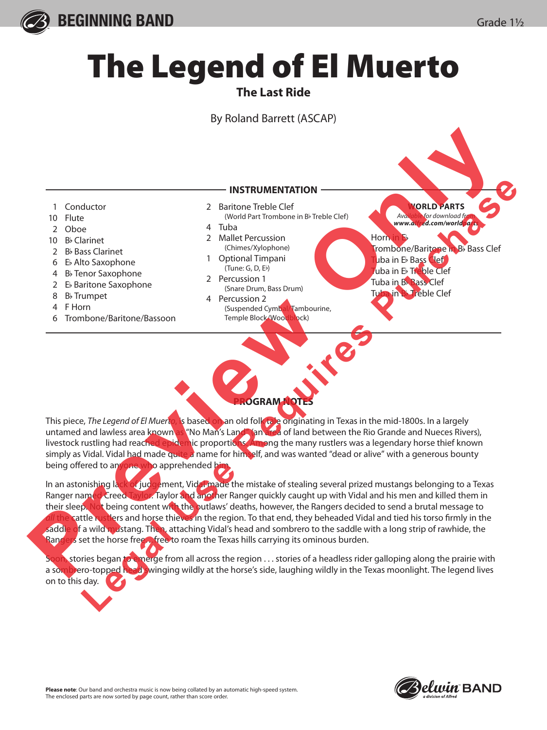BEGINNING BAND

Grade 1½

# The Legend of El Muerto

## The Last Ride

By Roland Barrett (ASCAP)

### INSTRUMENTATION

- 1 Conductor
- 10 Flute
- 2 Oboe
- 10 B♭ Clarinet
- 2 B♭ Bass Clarinet
- 6 E♭ Alto Saxophone
- 4 B♭ Tenor Saxophone
- 2 E♭ Baritone Saxophone
- 8 B♭ Trumpet
- 4 F Horn
- 6 Trombone/Baritone/Bassoon
- 2 Baritone Treble Clef
  (World Part Trombone in B♭ Treble Clef)
- 4 Tuba
- 2 Mallet Percussion
  (Chimes/Xylophone)
- 1 Optional Timpani
  (Tune: G, D, E♭)
- 2 Percussion 1
  (Snare Drum, Bass Drum)
- 4 Percussion 2
  (Suspended Cymbal/Tambourine, Temple Block/Woodblock)

**WORLD PARTS**
*Available for download from* ***www.alfred.com/worldparts***

- Horn in E♭
- Trombone/Baritone in B♭ Bass Clef
- Tuba in E♭ Bass Clef
- Tuba in E♭ Treble Clef
- Tuba in B♭ Bass Clef
- Tuba in B♭ Treble Clef

### PROGRAM NOTES

This piece, *The Legend of El Muerto*, is based on an old folk tale originating in Texas in the mid-1800s. In a largely untamed and lawless area known as "No Man's Land" (an area of land between the Rio Grande and Nueces Rivers), livestock rustling had reached epidemic proportions. Among the many rustlers was a legendary horse thief known simply as Vidal. Vidal had made quite a name for himself, and was wanted "dead or alive" with a generous bounty being offered to anyone who apprehended him.

In an astonishing lack of judgement, Vidal made the mistake of stealing several prized mustangs belonging to a Texas Ranger named Creed Taylor. Taylor and another Ranger quickly caught up with Vidal and his men and killed them in their sleep. Not being content with the outlaws' deaths, however, the Rangers decided to send a brutal message to *all* the cattle rustlers and horse thieves in the region. To that end, they beheaded Vidal and tied his torso firmly in the saddle of a wild mustang. Then, attaching Vidal's head and sombrero to the saddle with a long strip of rawhide, the Rangers set the horse free... free to roam the Texas hills carrying its ominous burden.

Soon, stories began to emerge from all across the region . . . stories of a headless rider galloping along the prairie with a sombrero-topped head swinging wildly at the horse's side, laughing wildly in the Texas moonlight. The legend lives on to this day.

**Please note**: Our band and orchestra music is now being collated by an automatic high-speed system. The enclosed parts are now sorted by page count, rather than score order.

Belwin BAND — *a division of Alfred*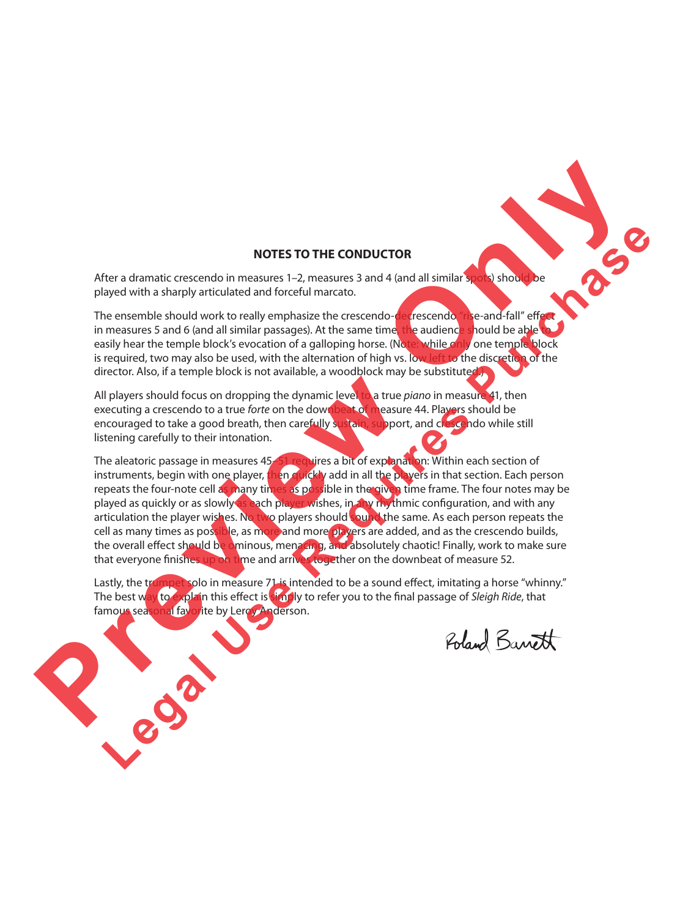## NOTES TO THE CONDUCTOR

After a dramatic crescendo in measures 1–2, measures 3 and 4 (and all similar spots) should be played with a sharply articulated and forceful marcato.

The ensemble should work to really emphasize the crescendo-decrescendo "rise-and-fall" effect in measures 5 and 6 (and all similar passages). At the same time, the audience should be able to easily hear the temple block's evocation of a galloping horse. (Note: while only one temple block is required, two may also be used, with the alternation of high vs. low left to the discretion of the director. Also, if a temple block is not available, a woodblock may be substituted.)

All players should focus on dropping the dynamic level to a true *piano* in measure 41, then executing a crescendo to a true *forte* on the downbeat of measure 44. Players should be encouraged to take a good breath, then carefully sustain, support, and crescendo while still listening carefully to their intonation.

The aleatoric passage in measures 45–51 requires a bit of explanation: Within each section of instruments, begin with one player, then quickly add in all the players in that section. Each person repeats the four-note cell as many times as possible in the given time frame. The four notes may be played as quickly or as slowly as each player wishes, in any rhythmic configuration, and with any articulation the player wishes. No two players should sound the same. As each person repeats the cell as many times as possible, as more and more players are added, and as the crescendo builds, the overall effect should be ominous, menacing, and absolutely chaotic! Finally, work to make sure that everyone finishes up on time and arrives together on the downbeat of measure 52.

Lastly, the trumpet solo in measure 71 is intended to be a sound effect, imitating a horse "whinny." The best way to explain this effect is simply to refer you to the final passage of *Sleigh Ride*, that famous seasonal favorite by Leroy Anderson.

Roland Barrett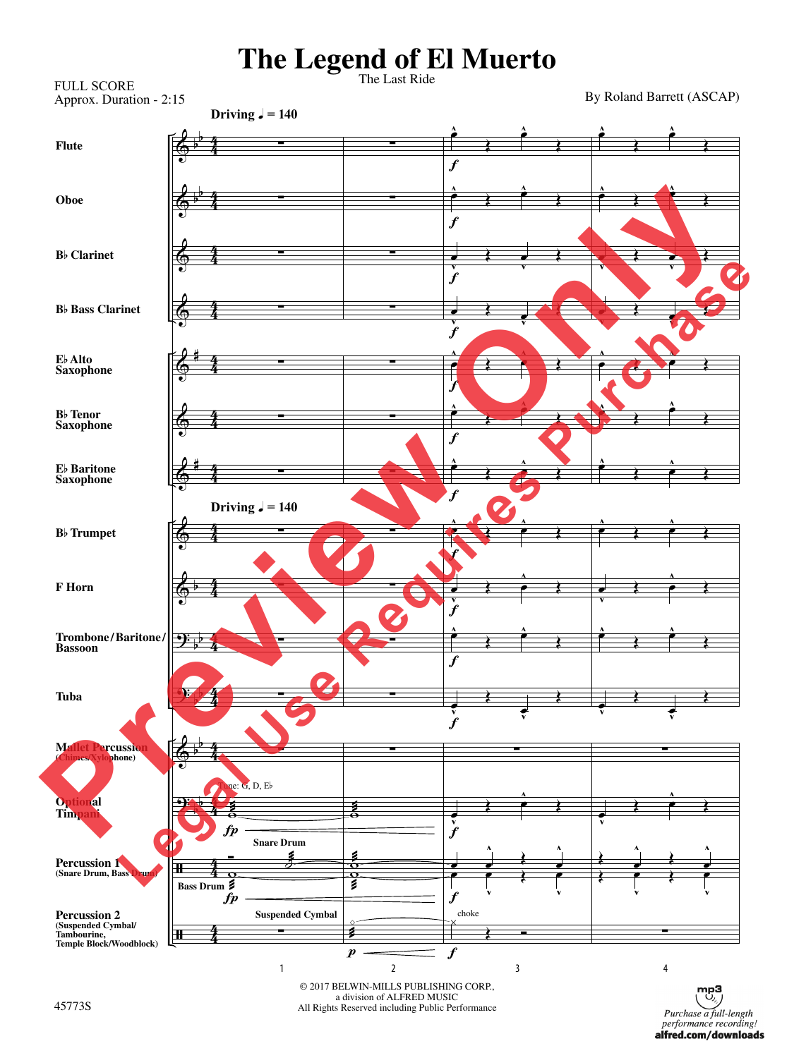# The Legend of El Muerto

The Last Ride

FULL SCORE
Approx. Duration - 2:15

By Roland Barrett (ASCAP)

Driving ♩ = 140

Flute

Oboe

B♭ Clarinet

B♭ Bass Clarinet

E♭ Alto Saxophone

B♭ Tenor Saxophone

E♭ Baritone Saxophone

Driving ♩ = 140

B♭ Trumpet

F Horn

Trombone/Baritone/Bassoon

Tuba

Mallet Percussion (Chimes/Xylophone)

Optional Timpani — Tune: G, D, E♭

Percussion 1 (Snare Drum, Bass Drum) — Snare Drum, Bass Drum

Percussion 2 (Suspended Cymbal/Tambourine, Temple Block/Woodblock) — Suspended Cymbal, choke

1 2 3 4

© 2017 BELWIN-MILLS PUBLISHING CORP.,
a division of ALFRED MUSIC
All Rights Reserved including Public Performance

45773S

Purchase a full-length performance recording!
alfred.com/downloads

Preview Only — Legal Use Requires Purchase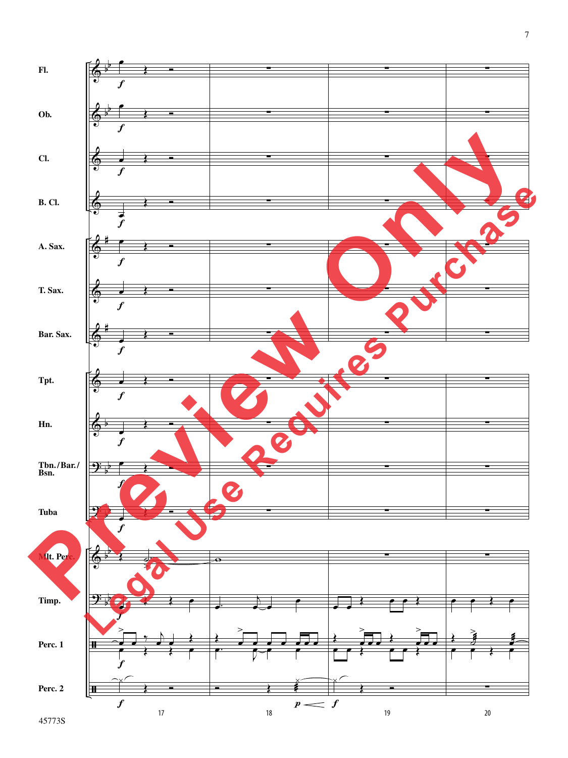Fl.

Ob.

Cl.

B. Cl.

A. Sax.

T. Sax.

Bar. Sax.

Tpt.

Hn.

Tbn./Bar./Bsn.

Tuba

Mlt. Perc.

Timp.

Perc. 1

Perc. 2

17 18 19 20

Preview Only

Legal Use Requires Purchase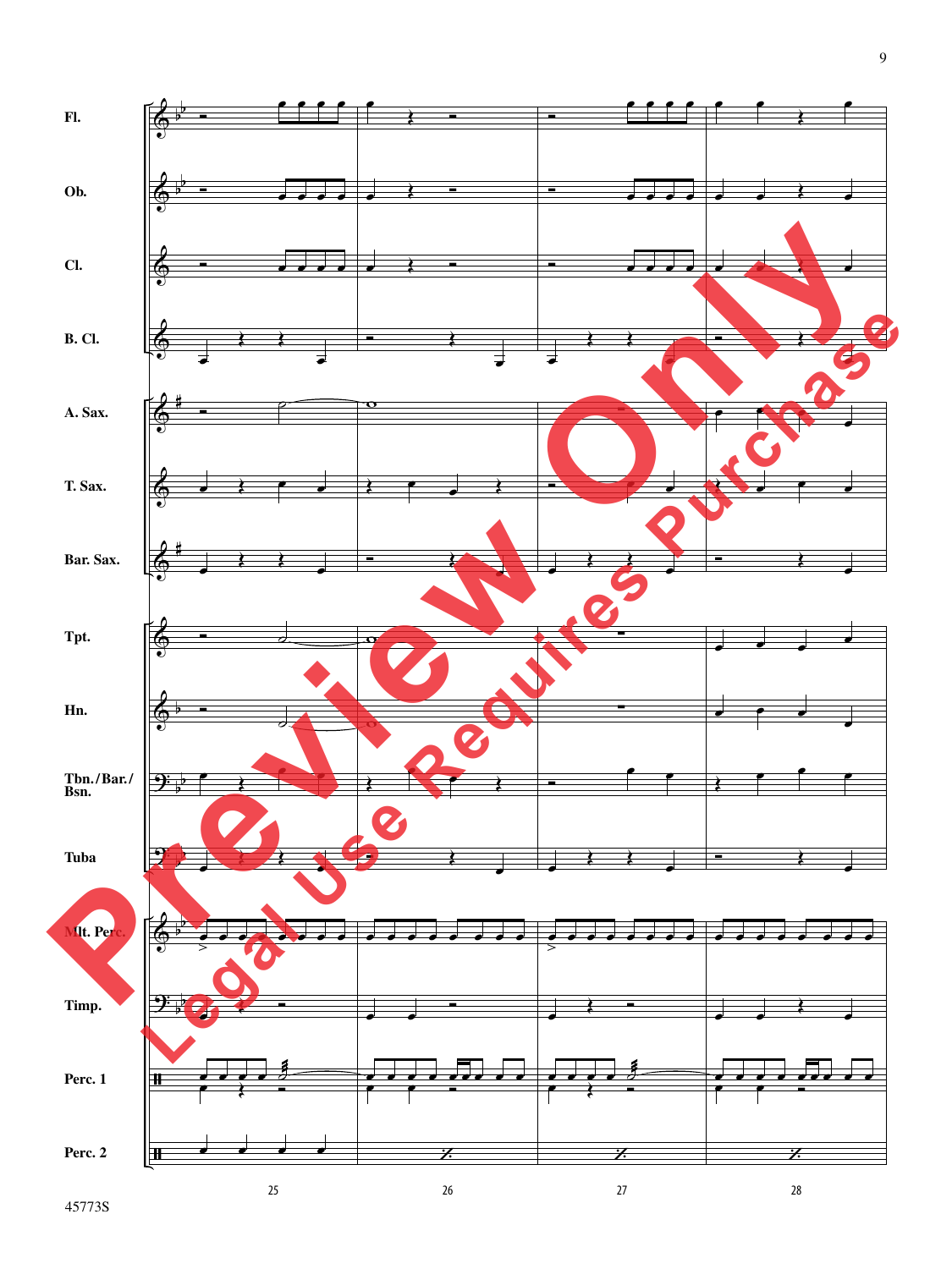Fl.

Ob.

Cl.

B. Cl.

A. Sax.

T. Sax.

Bar. Sax.

Tpt.

Hn.

Tbn./Bar./Bsn.

Tuba

Mlt. Perc.

Timp.

Perc. 1

Perc. 2

25 26 27 28

45773S

Preview Only
Legal Use Requires Purchase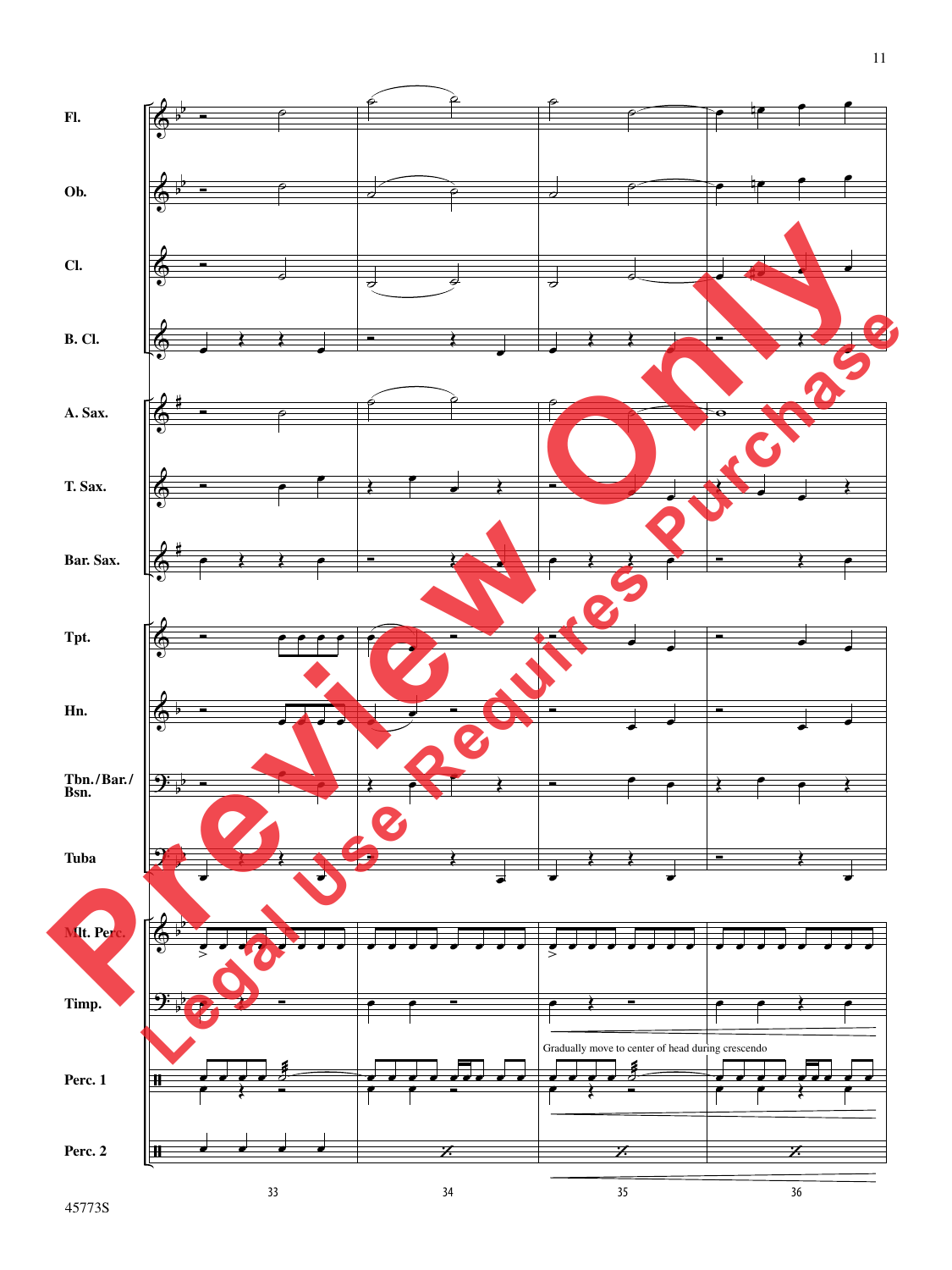Fl.

Ob.

Cl.

B. Cl.

A. Sax.

T. Sax.

Bar. Sax.

Tpt.

Hn.

Tbn./Bar./Bsn.

Tuba

Mlt. Perc.

Timp.

Perc. 1

Gradually move to center of head during crescendo

Perc. 2

33 34 35 36

Preview Only

Legal Use Requires Purchase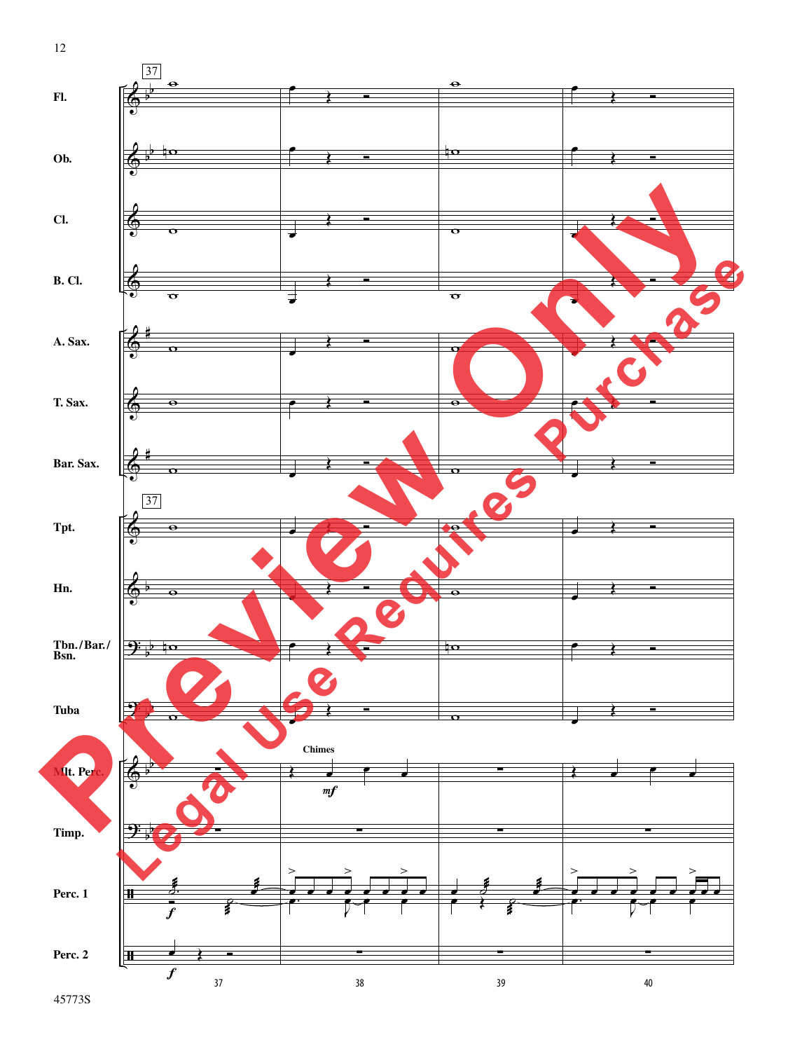37

Fl.

Ob.

Cl.

B. Cl.

A. Sax.

T. Sax.

Bar. Sax.

37

Tpt.

Hn.

Tbn./Bar./Bsn.

Tuba

Mlt. Perc.

Chimes

*mf*

Timp.

Perc. 1

*f*

Perc. 2

*f*

37 38 39 40

Preview Only

Legal Use Requires Purchase

45773S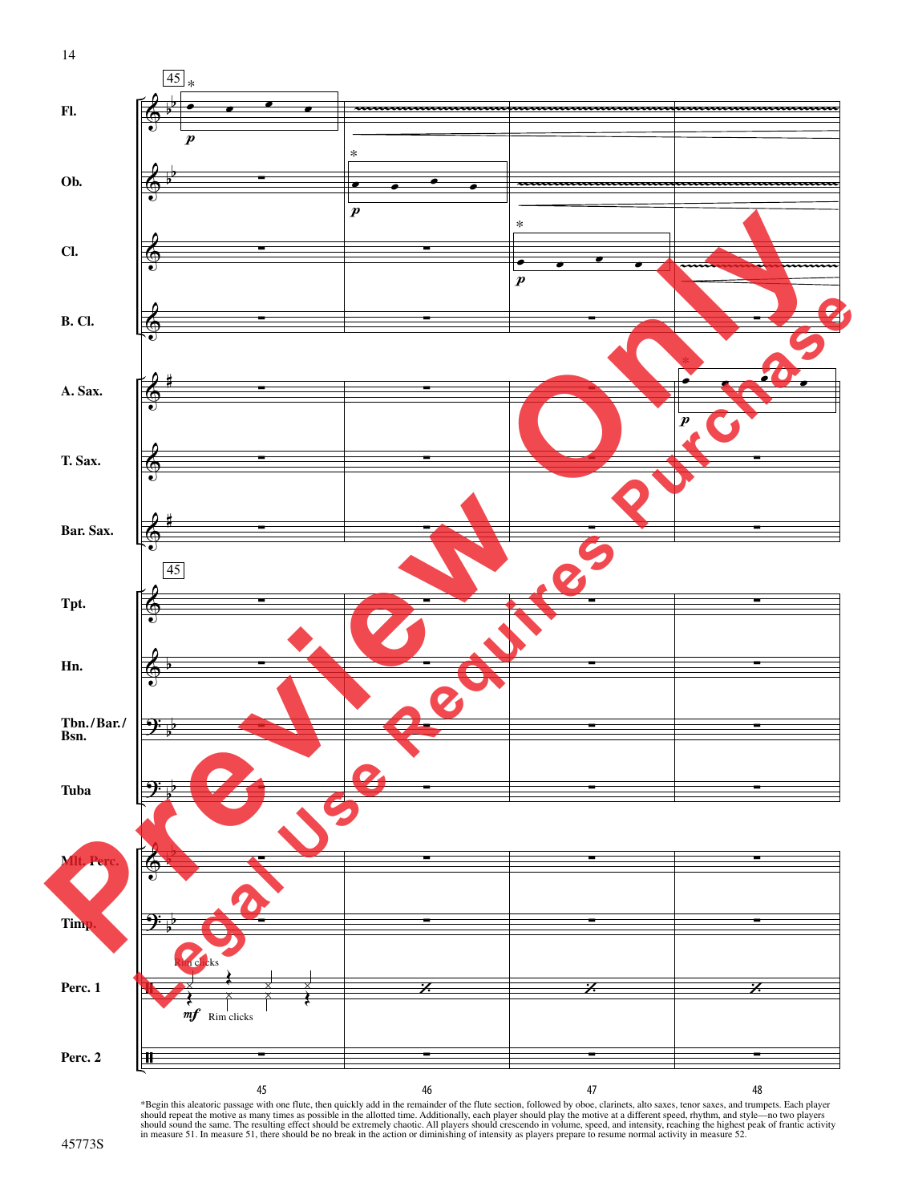*Begin this aleatoric passage with one flute, then quickly add in the remainder of the flute section, followed by oboe, clarinets, alto saxes, tenor saxes, and trumpets. Each player should repeat the motive as many times as possible in the allotted time. Additionally, each player should play the motive at a different speed, rhythm, and style—no two players should sound the same. The resulting effect should be extremely chaotic. All players should crescendo in volume, speed, and intensity, reaching the highest peak of frantic activity in measure 51. In measure 51, there should be no break in the action or diminishing of intensity as players prepare to resume normal activity in measure 52.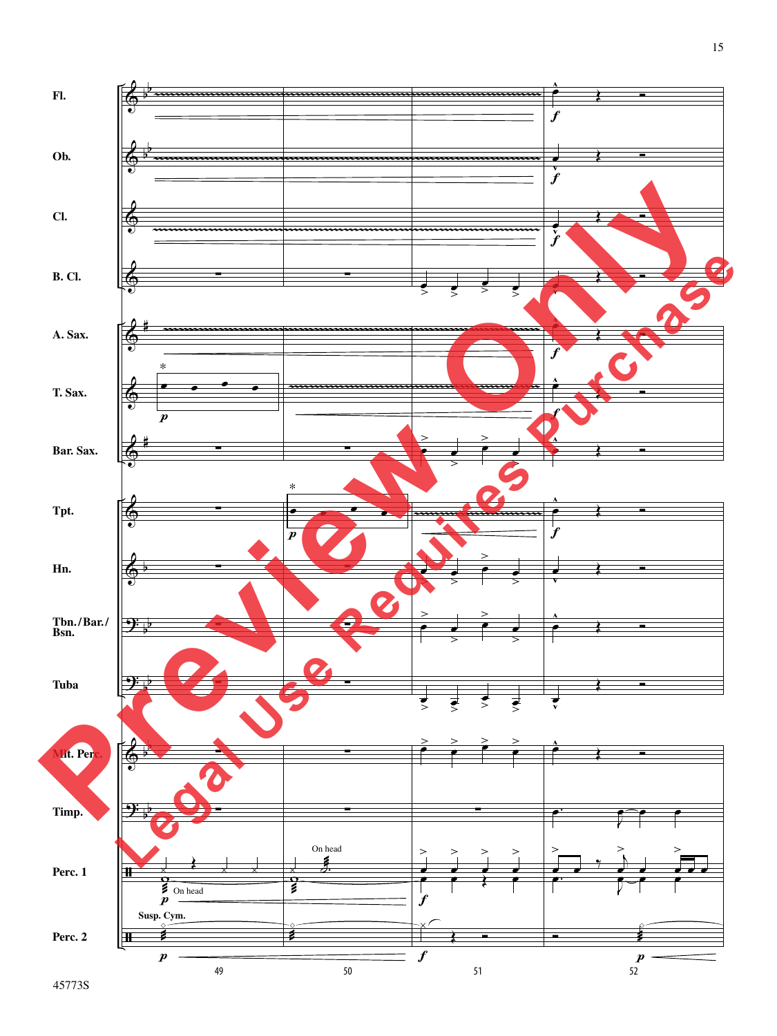Fl.

Ob.

Cl.

B. Cl.

A. Sax.

T. Sax.

Bar. Sax.

Tpt.

Hn.

Tbn./Bar./ Bsn.

Tuba

Mlt. Perc.

Timp.

Perc. 1

Perc. 2

On head

On head

Susp. Cym.

49 50 51 52

45773S

Preview Only

Legal Use Requires Purchase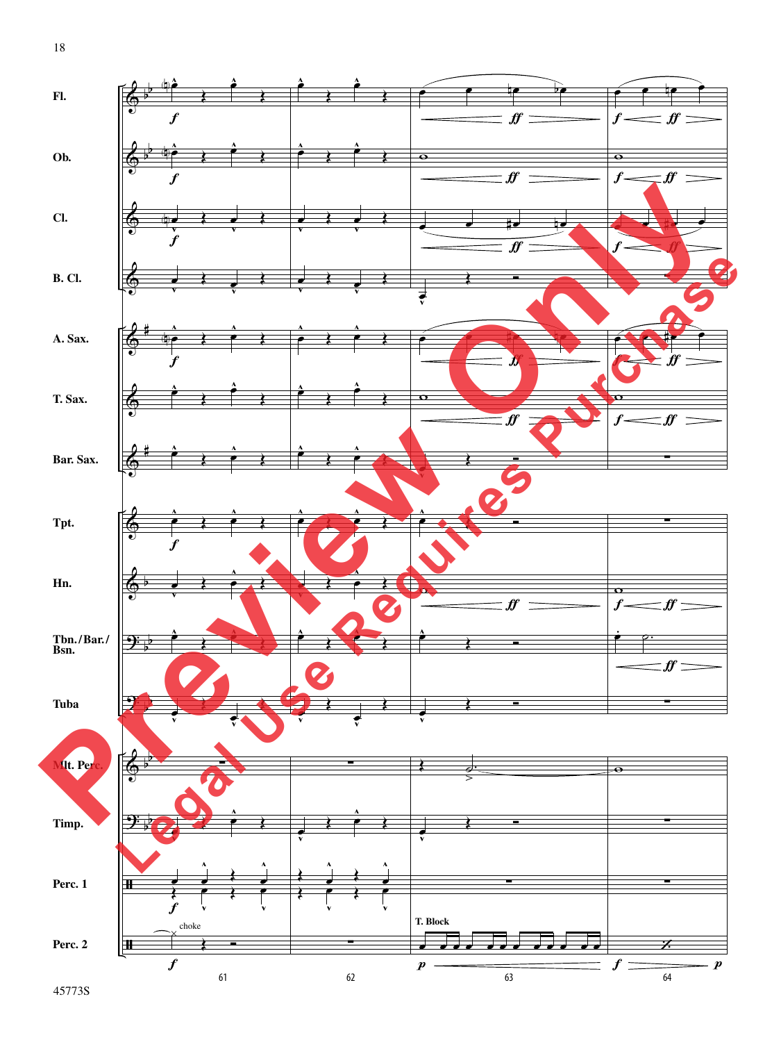Fl.

Ob.

Cl.

B. Cl.

A. Sax.

T. Sax.

Bar. Sax.

Tpt.

Hn.

Tbn./Bar./Bsn.

Tuba

Mlt. Perc.

Timp.

Perc. 1

Perc. 2

choke

T. Block

61 62 63 64

Preview Only

Legal Use Requires Purchase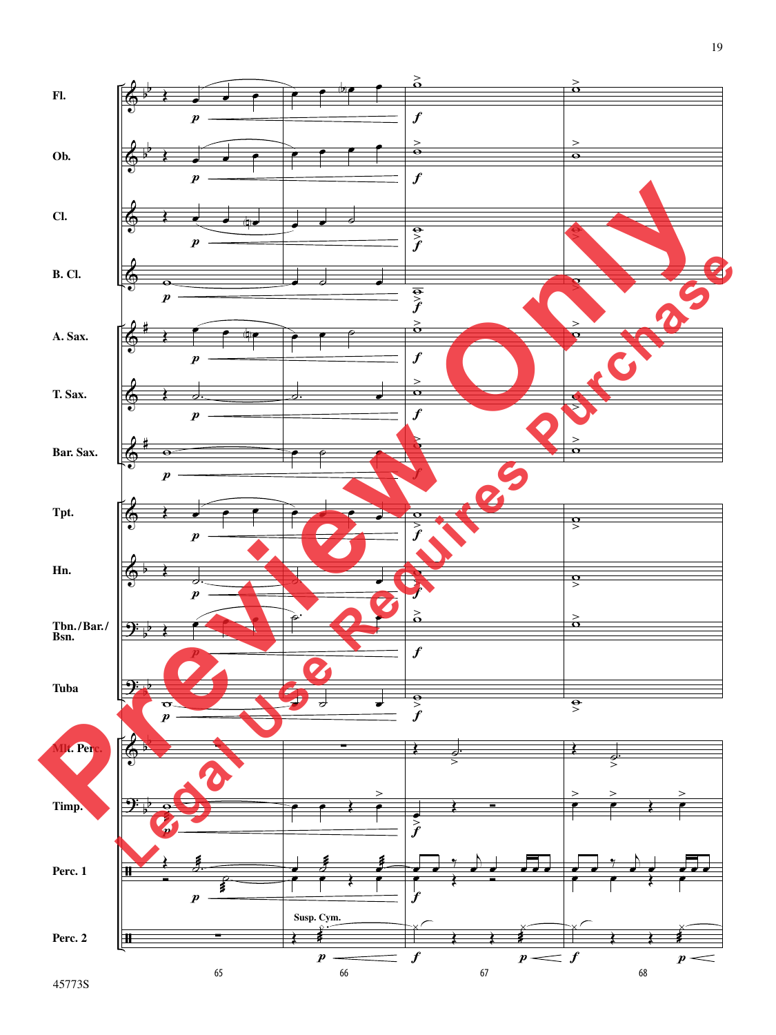Fl.

Ob.

Cl.

B. Cl.

A. Sax.

T. Sax.

Bar. Sax.

Tpt.

Hn.

Tbn./Bar./Bsn.

Tuba

Mlt. Perc.

Timp.

Perc. 1

Perc. 2

Susp. Cym.

65 66 67 68

45773S

Preview Only

Legal Use Requires Purchase